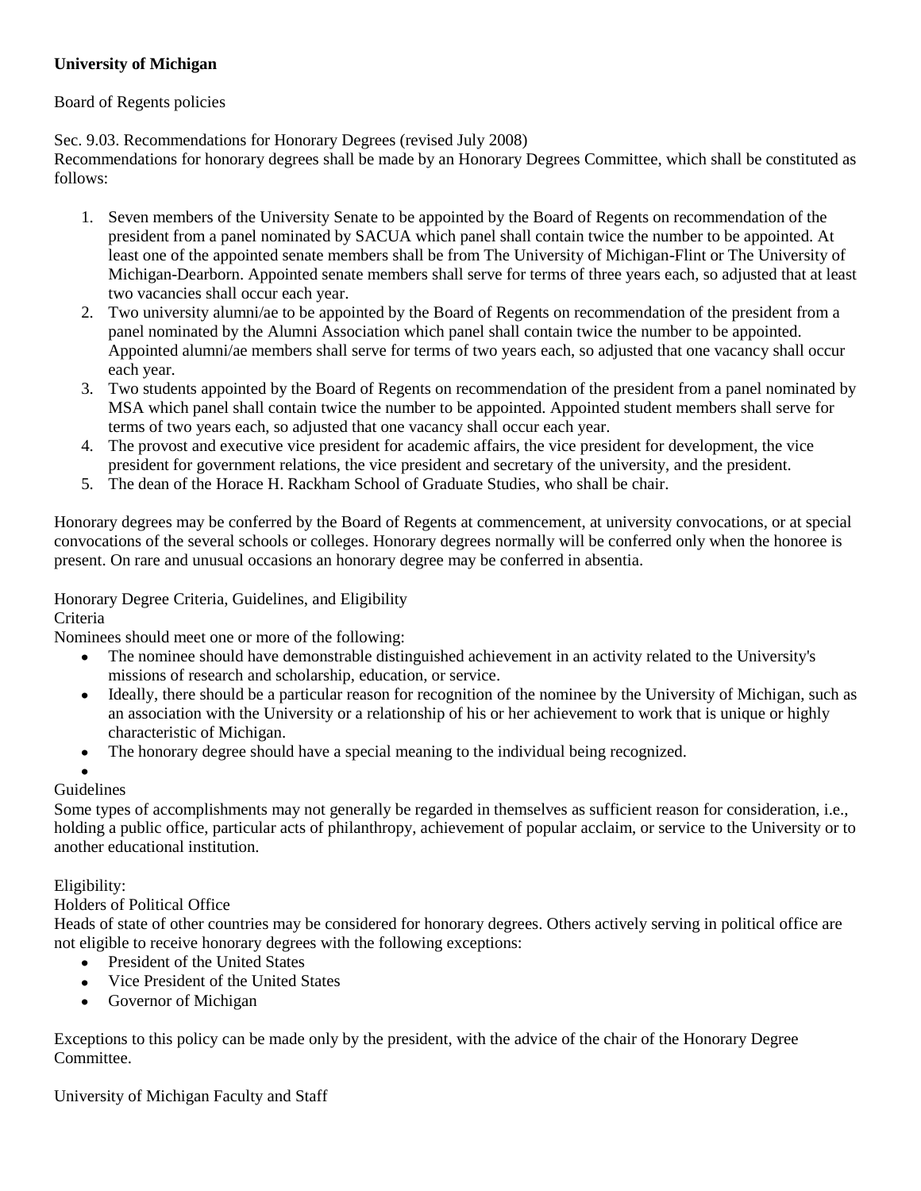**University of Michigan**

Board of Regents policies

Sec. 9.03. Recommendations for Honorary Degrees (revised July 2008)
Recommendations for honorary degrees shall be made by an Honorary Degrees Committee, which shall be constituted as follows:

1. Seven members of the University Senate to be appointed by the Board of Regents on recommendation of the president from a panel nominated by SACUA which panel shall contain twice the number to be appointed. At least one of the appointed senate members shall be from The University of Michigan-Flint or The University of Michigan-Dearborn. Appointed senate members shall serve for terms of three years each, so adjusted that at least two vacancies shall occur each year.
2. Two university alumni/ae to be appointed by the Board of Regents on recommendation of the president from a panel nominated by the Alumni Association which panel shall contain twice the number to be appointed. Appointed alumni/ae members shall serve for terms of two years each, so adjusted that one vacancy shall occur each year.
3. Two students appointed by the Board of Regents on recommendation of the president from a panel nominated by MSA which panel shall contain twice the number to be appointed. Appointed student members shall serve for terms of two years each, so adjusted that one vacancy shall occur each year.
4. The provost and executive vice president for academic affairs, the vice president for development, the vice president for government relations, the vice president and secretary of the university, and the president.
5. The dean of the Horace H. Rackham School of Graduate Studies, who shall be chair.

Honorary degrees may be conferred by the Board of Regents at commencement, at university convocations, or at special convocations of the several schools or colleges. Honorary degrees normally will be conferred only when the honoree is present. On rare and unusual occasions an honorary degree may be conferred in absentia.

Honorary Degree Criteria, Guidelines, and Eligibility
Criteria
Nominees should meet one or more of the following:

- The nominee should have demonstrable distinguished achievement in an activity related to the University's missions of research and scholarship, education, or service.
- Ideally, there should be a particular reason for recognition of the nominee by the University of Michigan, such as an association with the University or a relationship of his or her achievement to work that is unique or highly characteristic of Michigan.
- The honorary degree should have a special meaning to the individual being recognized.

Guidelines
Some types of accomplishments may not generally be regarded in themselves as sufficient reason for consideration, i.e., holding a public office, particular acts of philanthropy, achievement of popular acclaim, or service to the University or to another educational institution.

Eligibility:
Holders of Political Office
Heads of state of other countries may be considered for honorary degrees. Others actively serving in political office are not eligible to receive honorary degrees with the following exceptions:

- President of the United States
- Vice President of the United States
- Governor of Michigan

Exceptions to this policy can be made only by the president, with the advice of the chair of the Honorary Degree Committee.

University of Michigan Faculty and Staff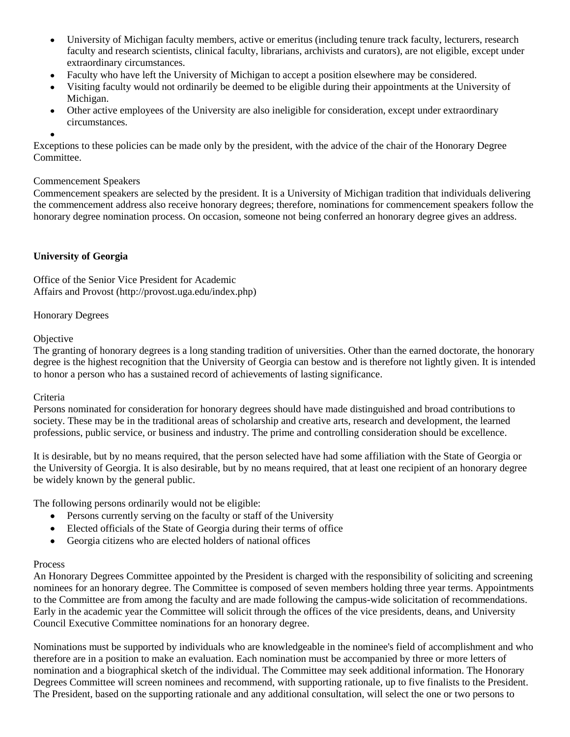- University of Michigan faculty members, active or emeritus (including tenure track faculty, lecturers, research faculty and research scientists, clinical faculty, librarians, archivists and curators), are not eligible, except under extraordinary circumstances.
- Faculty who have left the University of Michigan to accept a position elsewhere may be considered.
- Visiting faculty would not ordinarily be deemed to be eligible during their appointments at the University of Michigan.
- Other active employees of the University are also ineligible for consideration, except under extraordinary circumstances.

Exceptions to these policies can be made only by the president, with the advice of the chair of the Honorary Degree Committee.

Commencement Speakers
Commencement speakers are selected by the president. It is a University of Michigan tradition that individuals delivering the commencement address also receive honorary degrees; therefore, nominations for commencement speakers follow the honorary degree nomination process. On occasion, someone not being conferred an honorary degree gives an address.

**University of Georgia**

Office of the Senior Vice President for Academic
Affairs and Provost (http://provost.uga.edu/index.php)

Honorary Degrees

Objective
The granting of honorary degrees is a long standing tradition of universities. Other than the earned doctorate, the honorary degree is the highest recognition that the University of Georgia can bestow and is therefore not lightly given. It is intended to honor a person who has a sustained record of achievements of lasting significance.

Criteria
Persons nominated for consideration for honorary degrees should have made distinguished and broad contributions to society. These may be in the traditional areas of scholarship and creative arts, research and development, the learned professions, public service, or business and industry. The prime and controlling consideration should be excellence.

It is desirable, but by no means required, that the person selected have had some affiliation with the State of Georgia or the University of Georgia. It is also desirable, but by no means required, that at least one recipient of an honorary degree be widely known by the general public.

The following persons ordinarily would not be eligible:

- Persons currently serving on the faculty or staff of the University
- Elected officials of the State of Georgia during their terms of office
- Georgia citizens who are elected holders of national offices

Process
An Honorary Degrees Committee appointed by the President is charged with the responsibility of soliciting and screening nominees for an honorary degree. The Committee is composed of seven members holding three year terms. Appointments to the Committee are from among the faculty and are made following the campus-wide solicitation of recommendations. Early in the academic year the Committee will solicit through the offices of the vice presidents, deans, and University Council Executive Committee nominations for an honorary degree.

Nominations must be supported by individuals who are knowledgeable in the nominee's field of accomplishment and who therefore are in a position to make an evaluation. Each nomination must be accompanied by three or more letters of nomination and a biographical sketch of the individual. The Committee may seek additional information. The Honorary Degrees Committee will screen nominees and recommend, with supporting rationale, up to five finalists to the President. The President, based on the supporting rationale and any additional consultation, will select the one or two persons to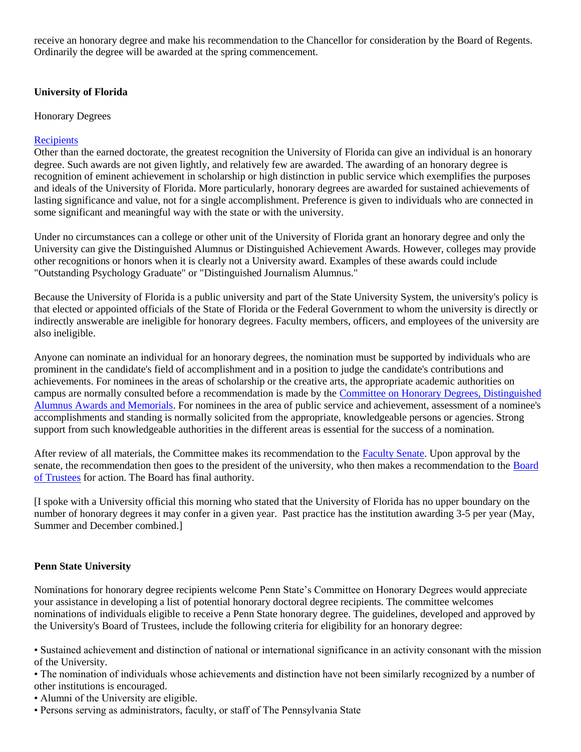receive an honorary degree and make his recommendation to the Chancellor for consideration by the Board of Regents. Ordinarily the degree will be awarded at the spring commencement.

**University of Florida**

Honorary Degrees

Recipients

Other than the earned doctorate, the greatest recognition the University of Florida can give an individual is an honorary degree. Such awards are not given lightly, and relatively few are awarded. The awarding of an honorary degree is recognition of eminent achievement in scholarship or high distinction in public service which exemplifies the purposes and ideals of the University of Florida. More particularly, honorary degrees are awarded for sustained achievements of lasting significance and value, not for a single accomplishment. Preference is given to individuals who are connected in some significant and meaningful way with the state or with the university.

Under no circumstances can a college or other unit of the University of Florida grant an honorary degree and only the University can give the Distinguished Alumnus or Distinguished Achievement Awards. However, colleges may provide other recognitions or honors when it is clearly not a University award. Examples of these awards could include "Outstanding Psychology Graduate" or "Distinguished Journalism Alumnus."

Because the University of Florida is a public university and part of the State University System, the university's policy is that elected or appointed officials of the State of Florida or the Federal Government to whom the university is directly or indirectly answerable are ineligible for honorary degrees. Faculty members, officers, and employees of the university are also ineligible.

Anyone can nominate an individual for an honorary degrees, the nomination must be supported by individuals who are prominent in the candidate's field of accomplishment and in a position to judge the candidate's contributions and achievements. For nominees in the areas of scholarship or the creative arts, the appropriate academic authorities on campus are normally consulted before a recommendation is made by the Committee on Honorary Degrees, Distinguished Alumnus Awards and Memorials. For nominees in the area of public service and achievement, assessment of a nominee's accomplishments and standing is normally solicited from the appropriate, knowledgeable persons or agencies. Strong support from such knowledgeable authorities in the different areas is essential for the success of a nomination.

After review of all materials, the Committee makes its recommendation to the Faculty Senate. Upon approval by the senate, the recommendation then goes to the president of the university, who then makes a recommendation to the Board of Trustees for action. The Board has final authority.

[I spoke with a University official this morning who stated that the University of Florida has no upper boundary on the number of honorary degrees it may confer in a given year. Past practice has the institution awarding 3-5 per year (May, Summer and December combined.]

**Penn State University**

Nominations for honorary degree recipients welcome Penn State's Committee on Honorary Degrees would appreciate your assistance in developing a list of potential honorary doctoral degree recipients. The committee welcomes nominations of individuals eligible to receive a Penn State honorary degree. The guidelines, developed and approved by the University's Board of Trustees, include the following criteria for eligibility for an honorary degree:

- Sustained achievement and distinction of national or international significance in an activity consonant with the mission of the University.
- The nomination of individuals whose achievements and distinction have not been similarly recognized by a number of other institutions is encouraged.
- Alumni of the University are eligible.
- Persons serving as administrators, faculty, or staff of The Pennsylvania State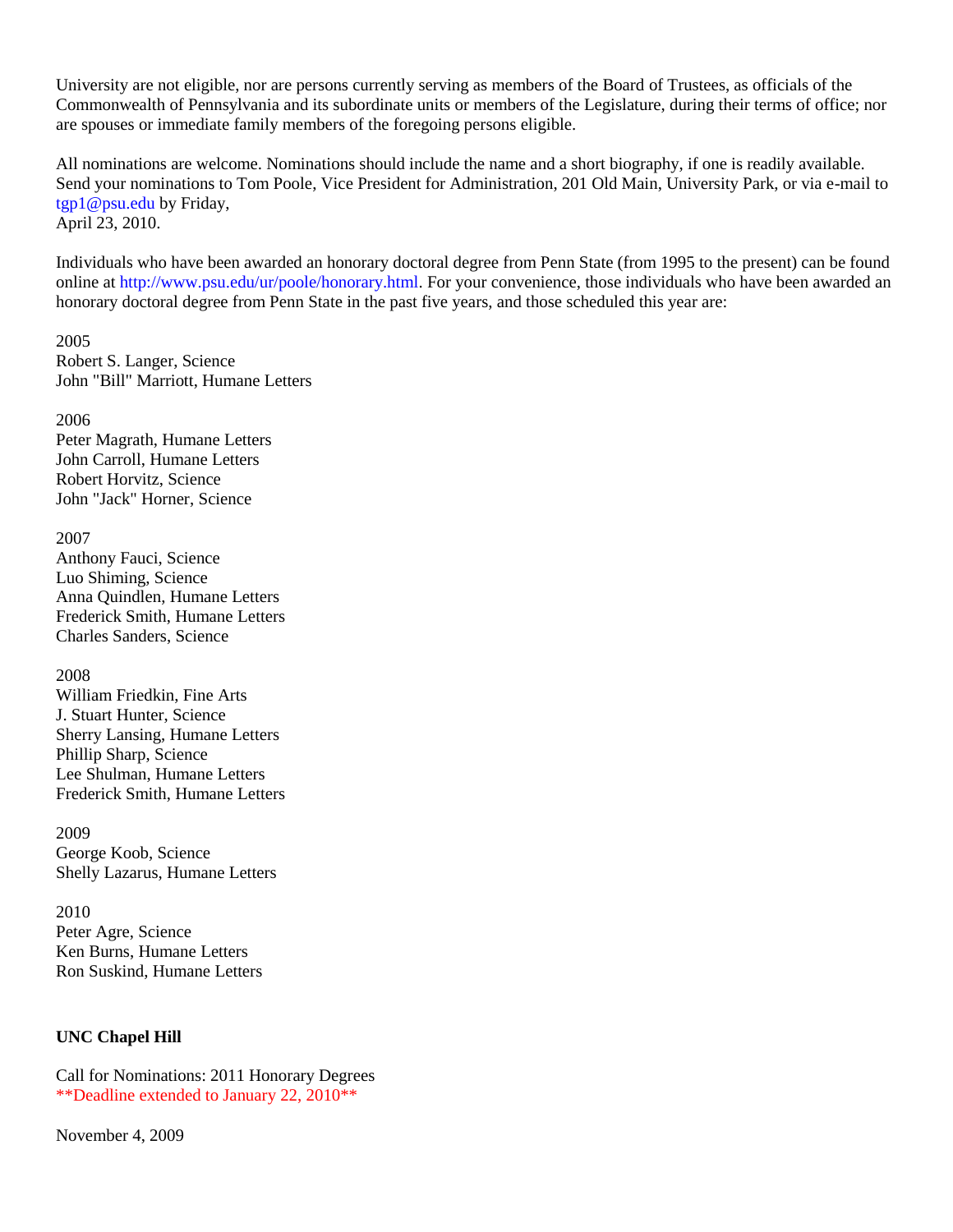University are not eligible, nor are persons currently serving as members of the Board of Trustees, as officials of the Commonwealth of Pennsylvania and its subordinate units or members of the Legislature, during their terms of office; nor are spouses or immediate family members of the foregoing persons eligible.

All nominations are welcome. Nominations should include the name and a short biography, if one is readily available. Send your nominations to Tom Poole, Vice President for Administration, 201 Old Main, University Park, or via e-mail to tgp1@psu.edu by Friday,
April 23, 2010.

Individuals who have been awarded an honorary doctoral degree from Penn State (from 1995 to the present) can be found online at http://www.psu.edu/ur/poole/honorary.html. For your convenience, those individuals who have been awarded an honorary doctoral degree from Penn State in the past five years, and those scheduled this year are:

2005
Robert S. Langer, Science
John "Bill" Marriott, Humane Letters

2006
Peter Magrath, Humane Letters
John Carroll, Humane Letters
Robert Horvitz, Science
John "Jack" Horner, Science

2007
Anthony Fauci, Science
Luo Shiming, Science
Anna Quindlen, Humane Letters
Frederick Smith, Humane Letters
Charles Sanders, Science

2008
William Friedkin, Fine Arts
J. Stuart Hunter, Science
Sherry Lansing, Humane Letters
Phillip Sharp, Science
Lee Shulman, Humane Letters
Frederick Smith, Humane Letters

2009
George Koob, Science
Shelly Lazarus, Humane Letters

2010
Peter Agre, Science
Ken Burns, Humane Letters
Ron Suskind, Humane Letters

**UNC Chapel Hill**

Call for Nominations: 2011 Honorary Degrees
**Deadline extended to January 22, 2010**

November 4, 2009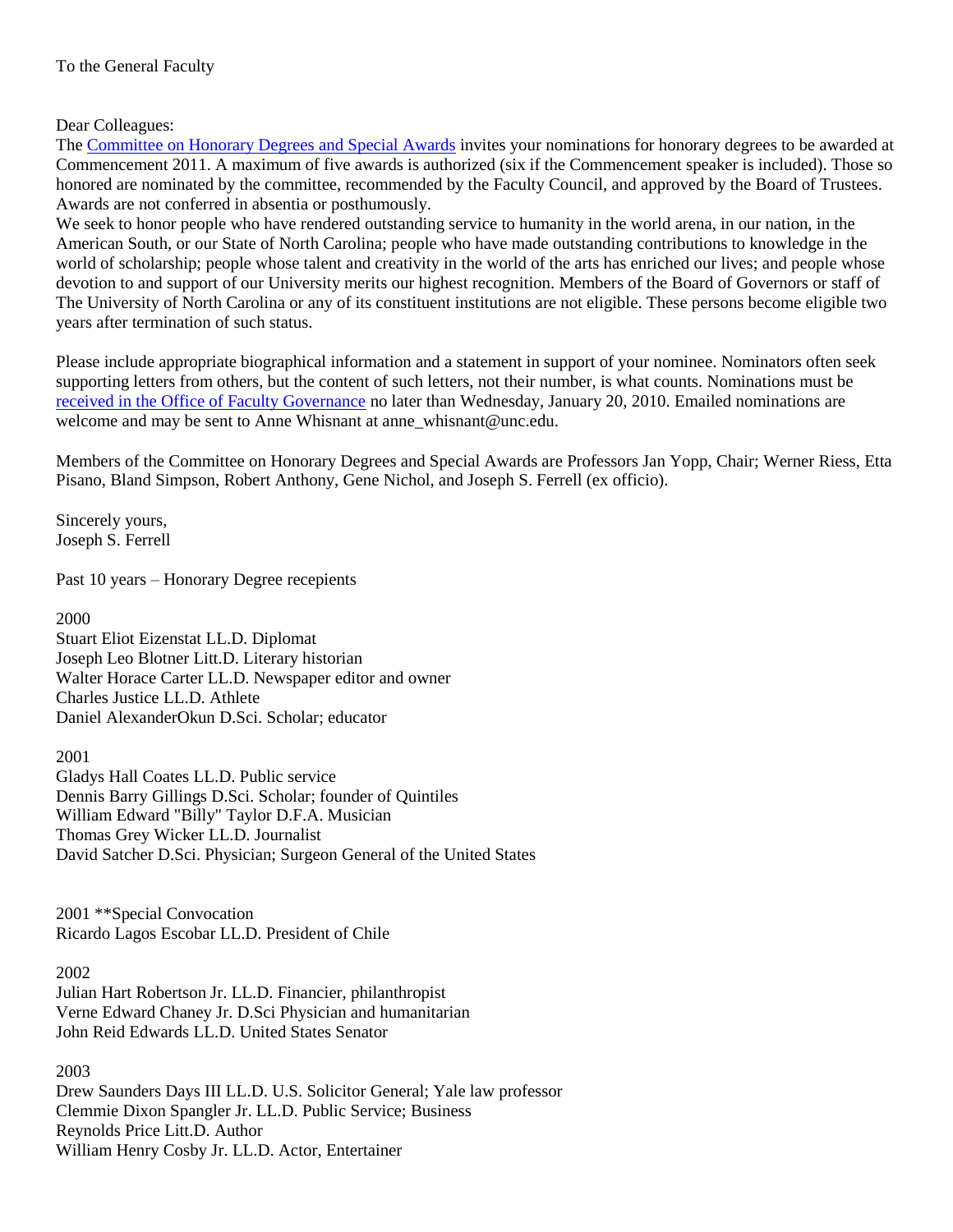To the General Faculty

Dear Colleagues:

The [Committee on Honorary Degrees and Special Awards] invites your nominations for honorary degrees to be awarded at Commencement 2011. A maximum of five awards is authorized (six if the Commencement speaker is included). Those so honored are nominated by the committee, recommended by the Faculty Council, and approved by the Board of Trustees. Awards are not conferred in absentia or posthumously.

We seek to honor people who have rendered outstanding service to humanity in the world arena, in our nation, in the American South, or our State of North Carolina; people who have made outstanding contributions to knowledge in the world of scholarship; people whose talent and creativity in the world of the arts has enriched our lives; and people whose devotion to and support of our University merits our highest recognition. Members of the Board of Governors or staff of The University of North Carolina or any of its constituent institutions are not eligible. These persons become eligible two years after termination of such status.

Please include appropriate biographical information and a statement in support of your nominee. Nominators often seek supporting letters from others, but the content of such letters, not their number, is what counts. Nominations must be [received in the Office of Faculty Governance] no later than Wednesday, January 20, 2010. Emailed nominations are welcome and may be sent to Anne Whisnant at anne_whisnant@unc.edu.

Members of the Committee on Honorary Degrees and Special Awards are Professors Jan Yopp, Chair; Werner Riess, Etta Pisano, Bland Simpson, Robert Anthony, Gene Nichol, and Joseph S. Ferrell (ex officio).

Sincerely yours,
Joseph S. Ferrell

Past 10 years – Honorary Degree recepients

2000
Stuart Eliot Eizenstat LL.D. Diplomat
Joseph Leo Blotner Litt.D. Literary historian
Walter Horace Carter LL.D. Newspaper editor and owner
Charles Justice LL.D. Athlete
Daniel AlexanderOkun D.Sci. Scholar; educator

2001
Gladys Hall Coates LL.D. Public service
Dennis Barry Gillings D.Sci. Scholar; founder of Quintiles
William Edward "Billy" Taylor D.F.A. Musician
Thomas Grey Wicker LL.D. Journalist
David Satcher D.Sci. Physician; Surgeon General of the United States

2001 **Special Convocation
Ricardo Lagos Escobar LL.D. President of Chile

2002
Julian Hart Robertson Jr. LL.D. Financier, philanthropist
Verne Edward Chaney Jr. D.Sci Physician and humanitarian
John Reid Edwards LL.D. United States Senator

2003
Drew Saunders Days III LL.D. U.S. Solicitor General; Yale law professor
Clemmie Dixon Spangler Jr. LL.D. Public Service; Business
Reynolds Price Litt.D. Author
William Henry Cosby Jr. LL.D. Actor, Entertainer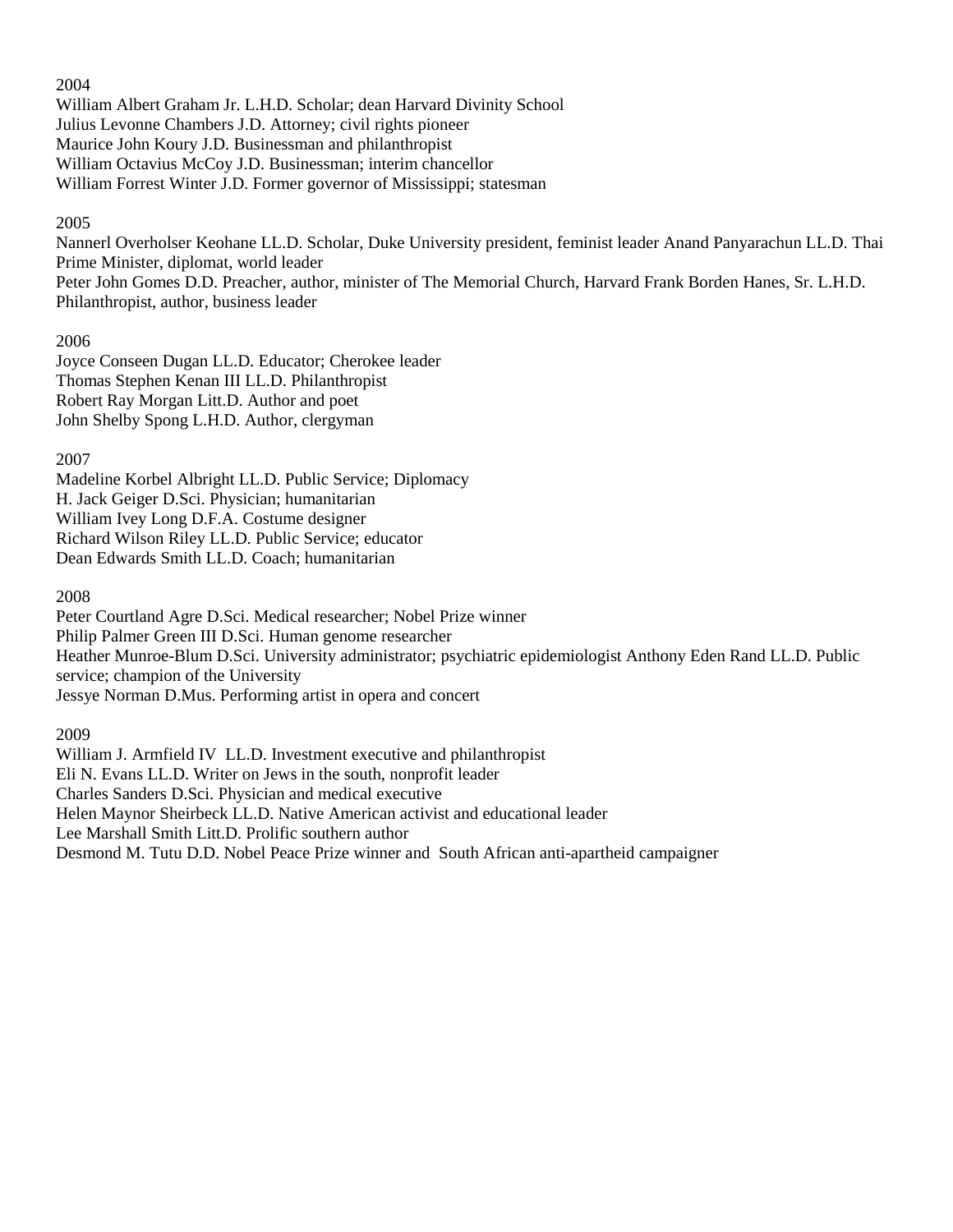2004

William Albert Graham Jr. L.H.D. Scholar; dean Harvard Divinity School
Julius Levonne Chambers J.D. Attorney; civil rights pioneer
Maurice John Koury J.D. Businessman and philanthropist
William Octavius McCoy J.D. Businessman; interim chancellor
William Forrest Winter J.D. Former governor of Mississippi; statesman

2005

Nannerl Overholser Keohane LL.D. Scholar, Duke University president, feminist leader Anand Panyarachun LL.D. Thai Prime Minister, diplomat, world leader
Peter John Gomes D.D. Preacher, author, minister of The Memorial Church, Harvard Frank Borden Hanes, Sr. L.H.D. Philanthropist, author, business leader

2006

Joyce Conseen Dugan LL.D. Educator; Cherokee leader
Thomas Stephen Kenan III LL.D. Philanthropist
Robert Ray Morgan Litt.D. Author and poet
John Shelby Spong L.H.D. Author, clergyman

2007

Madeline Korbel Albright LL.D. Public Service; Diplomacy
H. Jack Geiger D.Sci. Physician; humanitarian
William Ivey Long D.F.A. Costume designer
Richard Wilson Riley LL.D. Public Service; educator
Dean Edwards Smith LL.D. Coach; humanitarian

2008

Peter Courtland Agre D.Sci. Medical researcher; Nobel Prize winner
Philip Palmer Green III D.Sci. Human genome researcher
Heather Munroe-Blum D.Sci. University administrator; psychiatric epidemiologist Anthony Eden Rand LL.D. Public service; champion of the University
Jessye Norman D.Mus. Performing artist in opera and concert

2009

William J. Armfield IV LL.D. Investment executive and philanthropist
Eli N. Evans LL.D. Writer on Jews in the south, nonprofit leader
Charles Sanders D.Sci. Physician and medical executive
Helen Maynor Sheirbeck LL.D. Native American activist and educational leader
Lee Marshall Smith Litt.D. Prolific southern author
Desmond M. Tutu D.D. Nobel Peace Prize winner and South African anti-apartheid campaigner